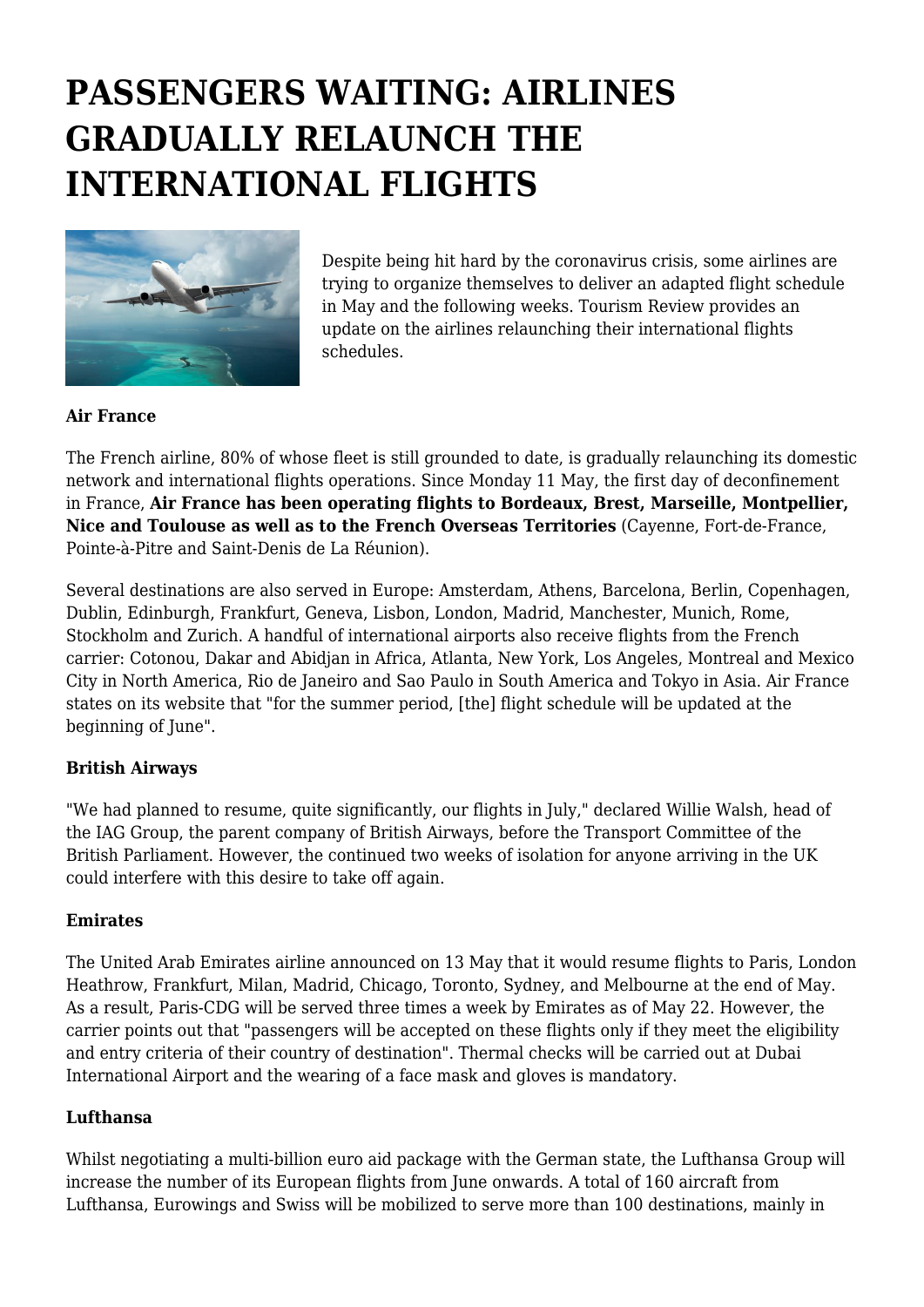# PASSENGERS WAITING: AIRLINES GRADUALLY RELAUNCH THE INTERNATIONAL FLIGHTS

Despite being hit hard by the coronavirus crisis, some airlines are trying to organize themselves to deliver an adapted flight schedule in May and the following weeks. Tourism Review provides an update on the airlines relaunching their international flights schedules.

**Air France**

The French airline, 80% of whose fleet is still grounded to date, is gradually relaunching its domestic network and international flights operations. Since Monday 11 May, the first day of deconfinement in France, **Air France has been operating flights to Bordeaux, Brest, Marseille, Montpellier, Nice and Toulouse as well as to the French Overseas Territories** (Cayenne, Fort-de-France, Pointe-à-Pitre and Saint-Denis de La Réunion).

Several destinations are also served in Europe: Amsterdam, Athens, Barcelona, Berlin, Copenhagen, Dublin, Edinburgh, Frankfurt, Geneva, Lisbon, London, Madrid, Manchester, Munich, Rome, Stockholm and Zurich. A handful of international airports also receive flights from the French carrier: Cotonou, Dakar and Abidjan in Africa, Atlanta, New York, Los Angeles, Montreal and Mexico City in North America, Rio de Janeiro and Sao Paulo in South America and Tokyo in Asia. Air France states on its website that "for the summer period, [the] flight schedule will be updated at the beginning of June".

**British Airways**

"We had planned to resume, quite significantly, our flights in July," declared Willie Walsh, head of the IAG Group, the parent company of British Airways, before the Transport Committee of the British Parliament. However, the continued two weeks of isolation for anyone arriving in the UK could interfere with this desire to take off again.

**Emirates**

The United Arab Emirates airline announced on 13 May that it would resume flights to Paris, London Heathrow, Frankfurt, Milan, Madrid, Chicago, Toronto, Sydney, and Melbourne at the end of May. As a result, Paris-CDG will be served three times a week by Emirates as of May 22. However, the carrier points out that "passengers will be accepted on these flights only if they meet the eligibility and entry criteria of their country of destination". Thermal checks will be carried out at Dubai International Airport and the wearing of a face mask and gloves is mandatory.

**Lufthansa**

Whilst negotiating a multi-billion euro aid package with the German state, the Lufthansa Group will increase the number of its European flights from June onwards. A total of 160 aircraft from Lufthansa, Eurowings and Swiss will be mobilized to serve more than 100 destinations, mainly in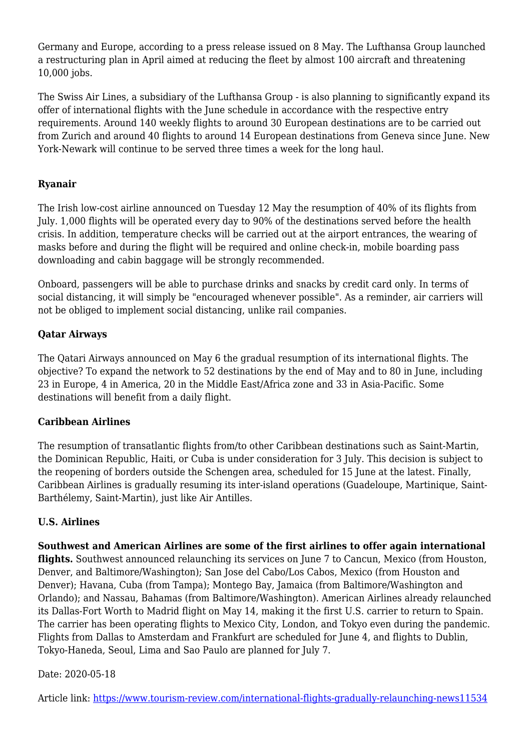Germany and Europe, according to a press release issued on 8 May. The Lufthansa Group launched a restructuring plan in April aimed at reducing the fleet by almost 100 aircraft and threatening 10,000 jobs.

The Swiss Air Lines, a subsidiary of the Lufthansa Group - is also planning to significantly expand its offer of international flights with the June schedule in accordance with the respective entry requirements. Around 140 weekly flights to around 30 European destinations are to be carried out from Zurich and around 40 flights to around 14 European destinations from Geneva since June. New York-Newark will continue to be served three times a week for the long haul.

**Ryanair**

The Irish low-cost airline announced on Tuesday 12 May the resumption of 40% of its flights from July. 1,000 flights will be operated every day to 90% of the destinations served before the health crisis. In addition, temperature checks will be carried out at the airport entrances, the wearing of masks before and during the flight will be required and online check-in, mobile boarding pass downloading and cabin baggage will be strongly recommended.

Onboard, passengers will be able to purchase drinks and snacks by credit card only. In terms of social distancing, it will simply be "encouraged whenever possible". As a reminder, air carriers will not be obliged to implement social distancing, unlike rail companies.

**Qatar Airways**

The Qatari Airways announced on May 6 the gradual resumption of its international flights. The objective? To expand the network to 52 destinations by the end of May and to 80 in June, including 23 in Europe, 4 in America, 20 in the Middle East/Africa zone and 33 in Asia-Pacific. Some destinations will benefit from a daily flight.

**Caribbean Airlines**

The resumption of transatlantic flights from/to other Caribbean destinations such as Saint-Martin, the Dominican Republic, Haiti, or Cuba is under consideration for 3 July. This decision is subject to the reopening of borders outside the Schengen area, scheduled for 15 June at the latest. Finally, Caribbean Airlines is gradually resuming its inter-island operations (Guadeloupe, Martinique, Saint-Barthélemy, Saint-Martin), just like Air Antilles.

**U.S. Airlines**

**Southwest and American Airlines are some of the first airlines to offer again international flights.** Southwest announced relaunching its services on June 7 to Cancun, Mexico (from Houston, Denver, and Baltimore/Washington); San Jose del Cabo/Los Cabos, Mexico (from Houston and Denver); Havana, Cuba (from Tampa); Montego Bay, Jamaica (from Baltimore/Washington and Orlando); and Nassau, Bahamas (from Baltimore/Washington). American Airlines already relaunched its Dallas-Fort Worth to Madrid flight on May 14, making it the first U.S. carrier to return to Spain. The carrier has been operating flights to Mexico City, London, and Tokyo even during the pandemic. Flights from Dallas to Amsterdam and Frankfurt are scheduled for June 4, and flights to Dublin, Tokyo-Haneda, Seoul, Lima and Sao Paulo are planned for July 7.

Date: 2020-05-18

Article link: https://www.tourism-review.com/international-flights-gradually-relaunching-news11534